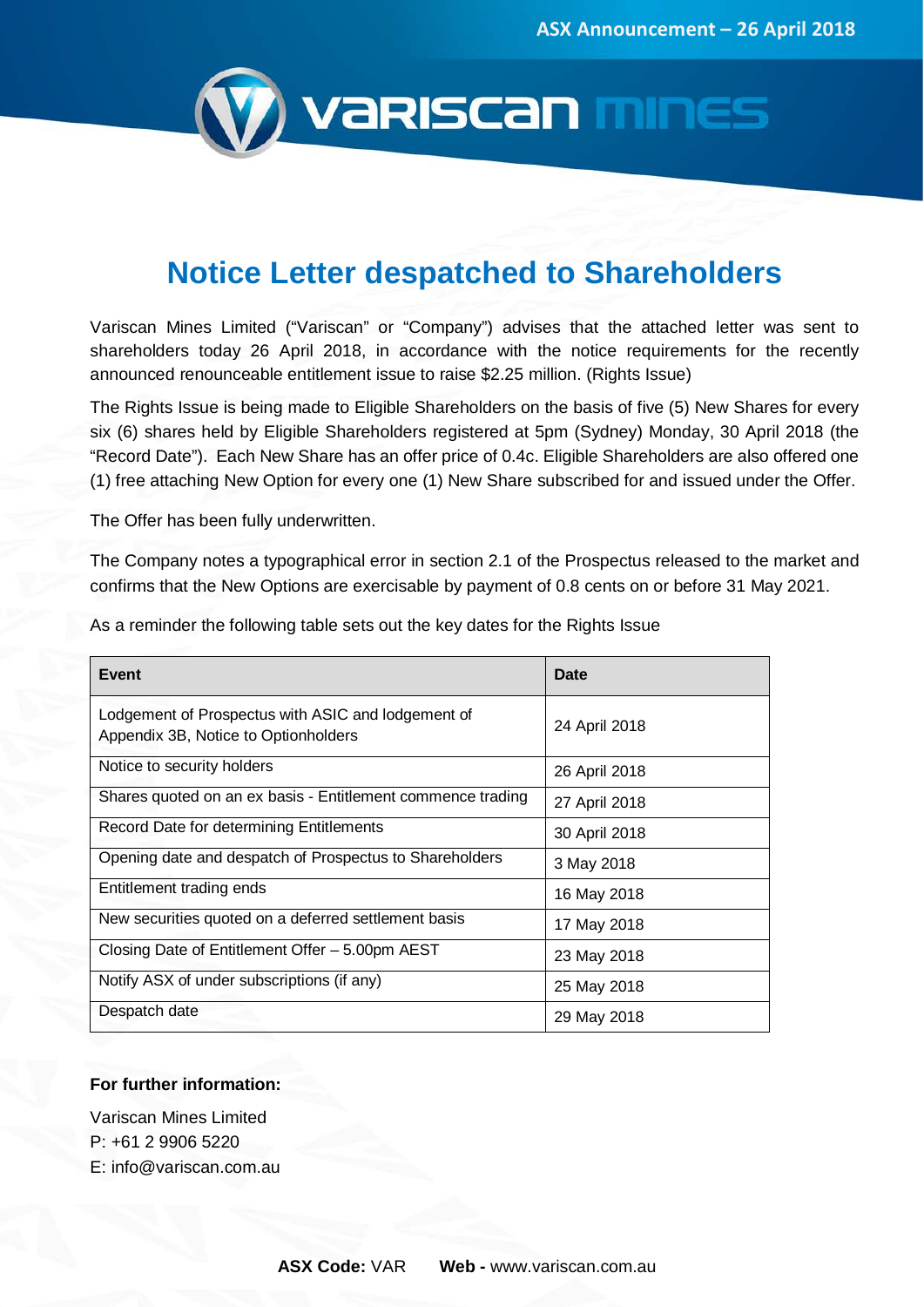ASX Announcement – 26 April 2018

# Notice Letter despatched to Shareholders

Variscan Mines Limited ("Variscan" or "Company") advises that the attached letter was sent to shareholders today 26 April 2018, in accordance with the notice requirements for the recently announced renounceable entitlement issue to raise $2.25 million. (Rights Issue)

The Rights Issue is being made to Eligible Shareholders on the basis of five (5) New Shares for every six (6) shares held by Eligible Shareholders registered at 5pm (Sydney) Monday, 30 April 2018 (the "Record Date"). Each New Share has an offer price of 0.4c. Eligible Shareholders are also offered one (1) free attaching New Option for every one (1) New Share subscribed for and issued under the Offer.

The Offer has been fully underwritten.

The Company notes a typographical error in section 2.1 of the Prospectus released to the market and confirms that the New Options are exercisable by payment of 0.8 cents on or before 31 May 2021.

As a reminder the following table sets out the key dates for the Rights Issue

| Event | Date |
|---|---|
| Lodgement of Prospectus with ASIC and lodgement of Appendix 3B, Notice to Optionholders | 24 April 2018 |
| Notice to security holders | 26 April 2018 |
| Shares quoted on an ex basis - Entitlement commence trading | 27 April 2018 |
| Record Date for determining Entitlements | 30 April 2018 |
| Opening date and despatch of Prospectus to Shareholders | 3 May 2018 |
| Entitlement trading ends | 16 May 2018 |
| New securities quoted on a deferred settlement basis | 17 May 2018 |
| Closing Date of Entitlement Offer – 5.00pm AEST | 23 May 2018 |
| Notify ASX of under subscriptions (if any) | 25 May 2018 |
| Despatch date | 29 May 2018 |

**For further information:**

Variscan Mines Limited
P: +61 2 9906 5220
E: info@variscan.com.au

**ASX Code:** VAR **Web -** www.variscan.com.au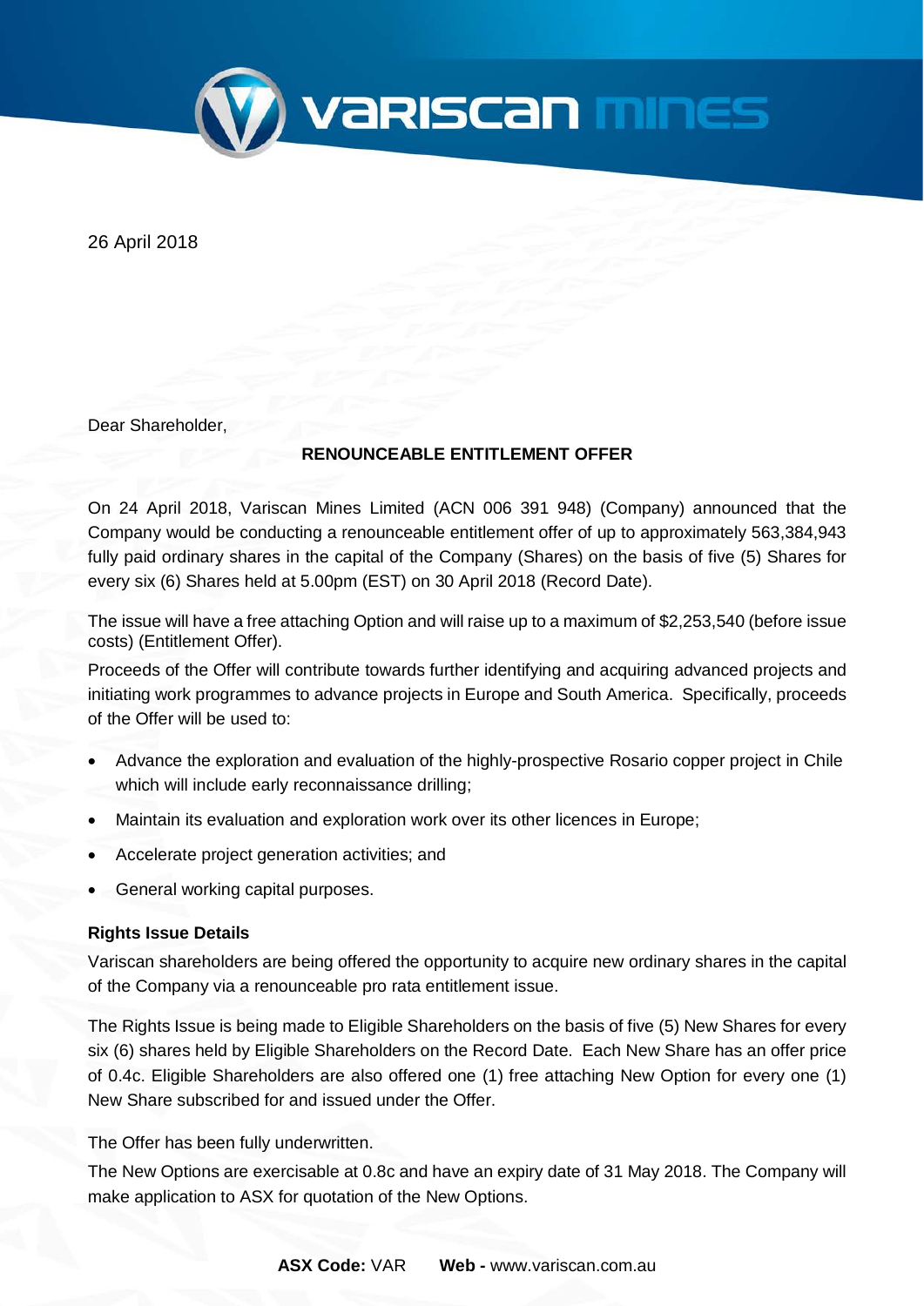26 April 2018

Dear Shareholder,

**RENOUNCEABLE ENTITLEMENT OFFER**

On 24 April 2018, Variscan Mines Limited (ACN 006 391 948) (Company) announced that the Company would be conducting a renounceable entitlement offer of up to approximately 563,384,943 fully paid ordinary shares in the capital of the Company (Shares) on the basis of five (5) Shares for every six (6) Shares held at 5.00pm (EST) on 30 April 2018 (Record Date).

The issue will have a free attaching Option and will raise up to a maximum of $2,253,540 (before issue costs) (Entitlement Offer).

Proceeds of the Offer will contribute towards further identifying and acquiring advanced projects and initiating work programmes to advance projects in Europe and South America. Specifically, proceeds of the Offer will be used to:

- Advance the exploration and evaluation of the highly-prospective Rosario copper project in Chile which will include early reconnaissance drilling;
- Maintain its evaluation and exploration work over its other licences in Europe;
- Accelerate project generation activities; and
- General working capital purposes.

**Rights Issue Details**

Variscan shareholders are being offered the opportunity to acquire new ordinary shares in the capital of the Company via a renounceable pro rata entitlement issue.

The Rights Issue is being made to Eligible Shareholders on the basis of five (5) New Shares for every six (6) shares held by Eligible Shareholders on the Record Date. Each New Share has an offer price of 0.4c. Eligible Shareholders are also offered one (1) free attaching New Option for every one (1) New Share subscribed for and issued under the Offer.

The Offer has been fully underwritten.

The New Options are exercisable at 0.8c and have an expiry date of 31 May 2018. The Company will make application to ASX for quotation of the New Options.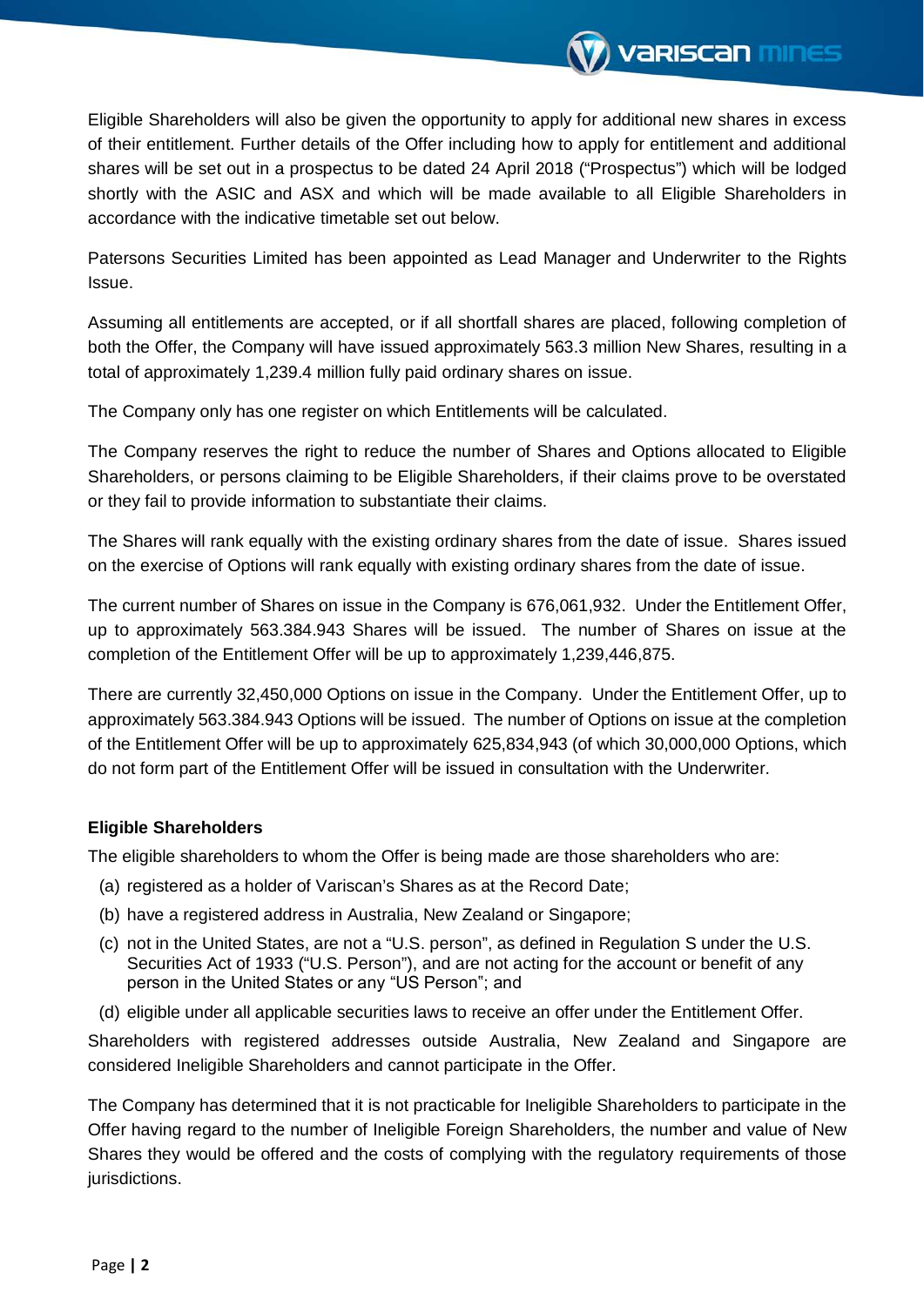Eligible Shareholders will also be given the opportunity to apply for additional new shares in excess of their entitlement. Further details of the Offer including how to apply for entitlement and additional shares will be set out in a prospectus to be dated 24 April 2018 ("Prospectus") which will be lodged shortly with the ASIC and ASX and which will be made available to all Eligible Shareholders in accordance with the indicative timetable set out below.

Patersons Securities Limited has been appointed as Lead Manager and Underwriter to the Rights Issue.

Assuming all entitlements are accepted, or if all shortfall shares are placed, following completion of both the Offer, the Company will have issued approximately 563.3 million New Shares, resulting in a total of approximately 1,239.4 million fully paid ordinary shares on issue.

The Company only has one register on which Entitlements will be calculated.

The Company reserves the right to reduce the number of Shares and Options allocated to Eligible Shareholders, or persons claiming to be Eligible Shareholders, if their claims prove to be overstated or they fail to provide information to substantiate their claims.

The Shares will rank equally with the existing ordinary shares from the date of issue. Shares issued on the exercise of Options will rank equally with existing ordinary shares from the date of issue.

The current number of Shares on issue in the Company is 676,061,932. Under the Entitlement Offer, up to approximately 563.384.943 Shares will be issued. The number of Shares on issue at the completion of the Entitlement Offer will be up to approximately 1,239,446,875.

There are currently 32,450,000 Options on issue in the Company. Under the Entitlement Offer, up to approximately 563.384.943 Options will be issued. The number of Options on issue at the completion of the Entitlement Offer will be up to approximately 625,834,943 (of which 30,000,000 Options, which do not form part of the Entitlement Offer will be issued in consultation with the Underwriter.

**Eligible Shareholders**

The eligible shareholders to whom the Offer is being made are those shareholders who are:

(a) registered as a holder of Variscan's Shares as at the Record Date;

(b) have a registered address in Australia, New Zealand or Singapore;

(c) not in the United States, are not a "U.S. person", as defined in Regulation S under the U.S. Securities Act of 1933 ("U.S. Person"), and are not acting for the account or benefit of any person in the United States or any "US Person"; and

(d) eligible under all applicable securities laws to receive an offer under the Entitlement Offer.

Shareholders with registered addresses outside Australia, New Zealand and Singapore are considered Ineligible Shareholders and cannot participate in the Offer.

The Company has determined that it is not practicable for Ineligible Shareholders to participate in the Offer having regard to the number of Ineligible Foreign Shareholders, the number and value of New Shares they would be offered and the costs of complying with the regulatory requirements of those jurisdictions.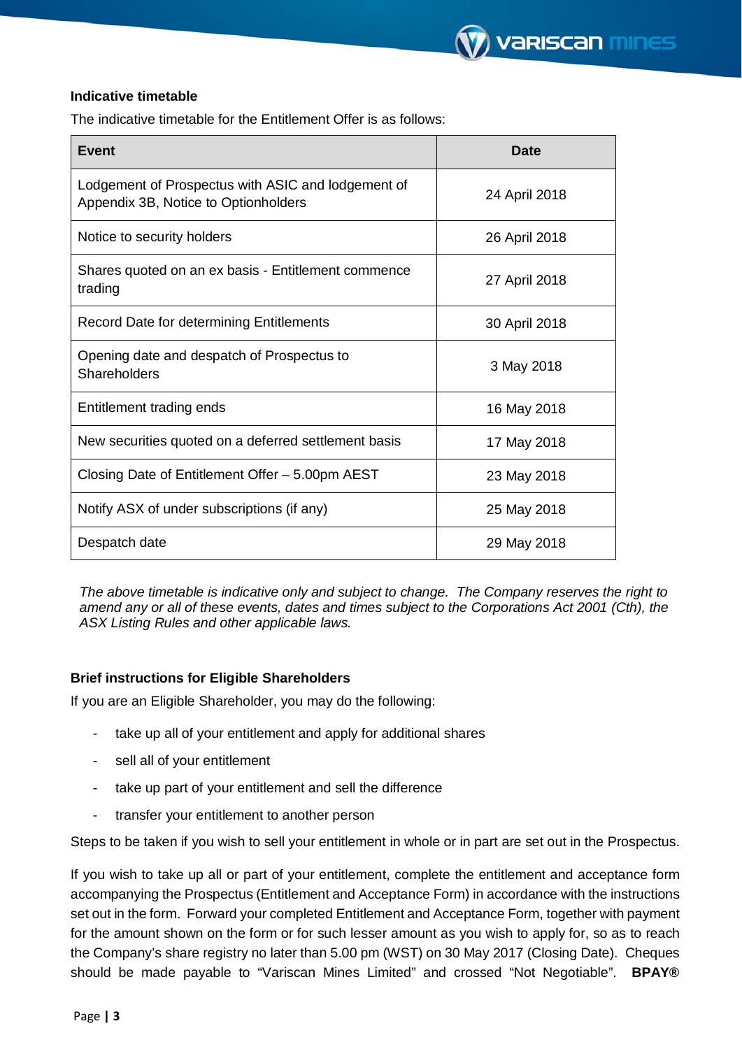### Indicative timetable

The indicative timetable for the Entitlement Offer is as follows:

| Event | Date |
|---|---|
| Lodgement of Prospectus with ASIC and lodgement of Appendix 3B, Notice to Optionholders | 24 April 2018 |
| Notice to security holders | 26 April 2018 |
| Shares quoted on an ex basis - Entitlement commence trading | 27 April 2018 |
| Record Date for determining Entitlements | 30 April 2018 |
| Opening date and despatch of Prospectus to Shareholders | 3 May 2018 |
| Entitlement trading ends | 16 May 2018 |
| New securities quoted on a deferred settlement basis | 17 May 2018 |
| Closing Date of Entitlement Offer – 5.00pm AEST | 23 May 2018 |
| Notify ASX of under subscriptions (if any) | 25 May 2018 |
| Despatch date | 29 May 2018 |

*The above timetable is indicative only and subject to change. The Company reserves the right to amend any or all of these events, dates and times subject to the Corporations Act 2001 (Cth), the ASX Listing Rules and other applicable laws.*

### Brief instructions for Eligible Shareholders

If you are an Eligible Shareholder, you may do the following:

- take up all of your entitlement and apply for additional shares
- sell all of your entitlement
- take up part of your entitlement and sell the difference
- transfer your entitlement to another person

Steps to be taken if you wish to sell your entitlement in whole or in part are set out in the Prospectus.

If you wish to take up all or part of your entitlement, complete the entitlement and acceptance form accompanying the Prospectus (Entitlement and Acceptance Form) in accordance with the instructions set out in the form. Forward your completed Entitlement and Acceptance Form, together with payment for the amount shown on the form or for such lesser amount as you wish to apply for, so as to reach the Company's share registry no later than 5.00 pm (WST) on 30 May 2017 (Closing Date). Cheques should be made payable to "Variscan Mines Limited" and crossed "Not Negotiable". **BPAY®**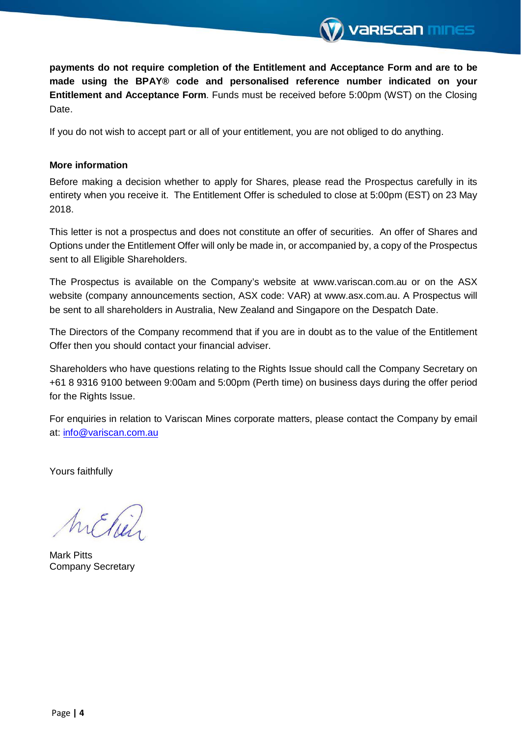**payments do not require completion of the Entitlement and Acceptance Form and are to be made using the BPAY® code and personalised reference number indicated on your Entitlement and Acceptance Form**. Funds must be received before 5:00pm (WST) on the Closing Date.

If you do not wish to accept part or all of your entitlement, you are not obliged to do anything.

**More information**

Before making a decision whether to apply for Shares, please read the Prospectus carefully in its entirety when you receive it. The Entitlement Offer is scheduled to close at 5:00pm (EST) on 23 May 2018.

This letter is not a prospectus and does not constitute an offer of securities. An offer of Shares and Options under the Entitlement Offer will only be made in, or accompanied by, a copy of the Prospectus sent to all Eligible Shareholders.

The Prospectus is available on the Company's website at www.variscan.com.au or on the ASX website (company announcements section, ASX code: VAR) at www.asx.com.au. A Prospectus will be sent to all shareholders in Australia, New Zealand and Singapore on the Despatch Date.

The Directors of the Company recommend that if you are in doubt as to the value of the Entitlement Offer then you should contact your financial adviser.

Shareholders who have questions relating to the Rights Issue should call the Company Secretary on +61 8 9316 9100 between 9:00am and 5:00pm (Perth time) on business days during the offer period for the Rights Issue.

For enquiries in relation to Variscan Mines corporate matters, please contact the Company by email at: info@variscan.com.au

Yours faithfully

Mark Pitts
Company Secretary